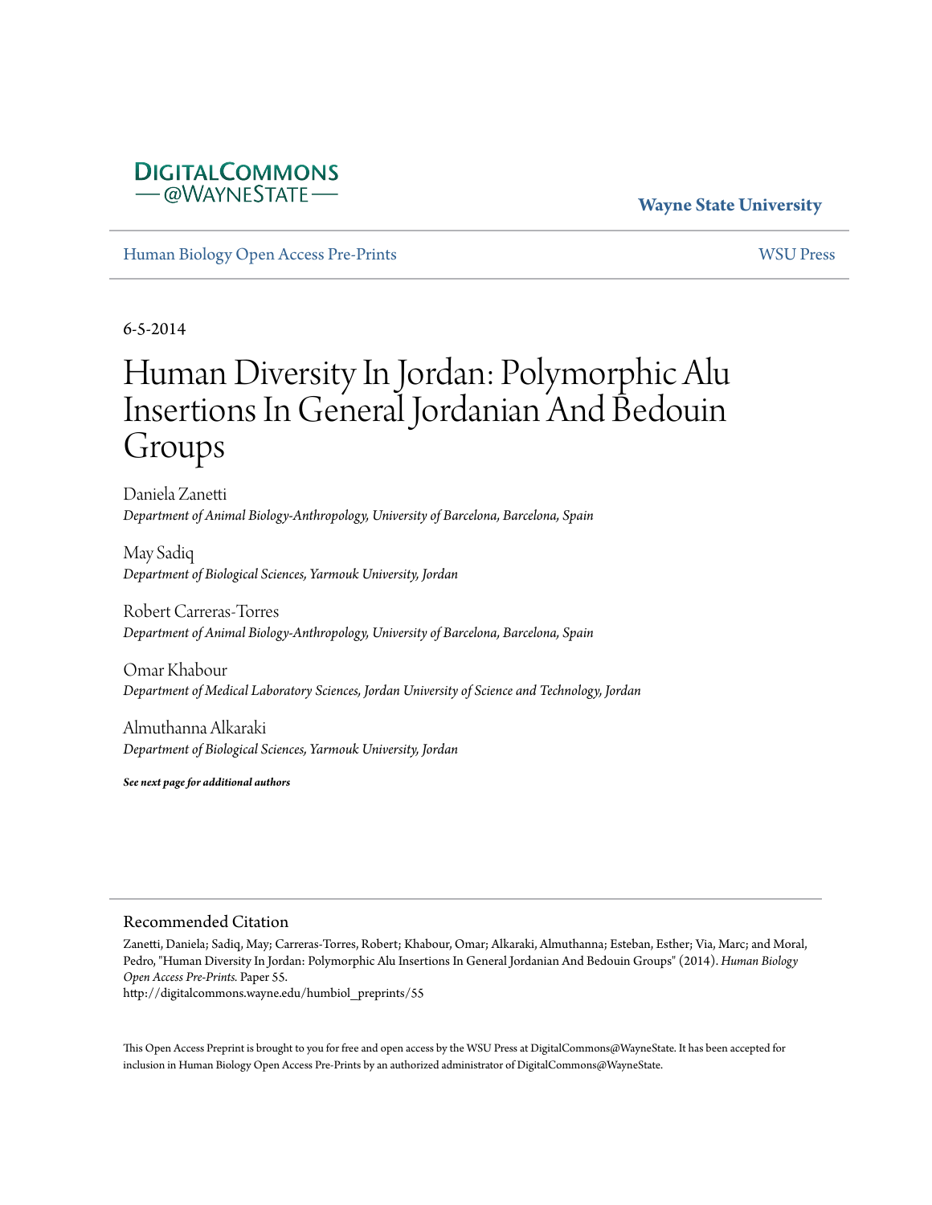**DIGITALCOMMONS**
**@WAYNESTATE**

**Wayne State University**

Human Biology Open Access Pre-Prints | WSU Press

6-5-2014

# Human Diversity In Jordan: Polymorphic Alu Insertions In General Jordanian And Bedouin Groups

Daniela Zanetti
*Department of Animal Biology-Anthropology, University of Barcelona, Barcelona, Spain*

May Sadiq
*Department of Biological Sciences, Yarmouk University, Jordan*

Robert Carreras-Torres
*Department of Animal Biology-Anthropology, University of Barcelona, Barcelona, Spain*

Omar Khabour
*Department of Medical Laboratory Sciences, Jordan University of Science and Technology, Jordan*

Almuthanna Alkaraki
*Department of Biological Sciences, Yarmouk University, Jordan*

***See next page for additional authors***

## Recommended Citation

Zanetti, Daniela; Sadiq, May; Carreras-Torres, Robert; Khabour, Omar; Alkaraki, Almuthanna; Esteban, Esther; Via, Marc; and Moral, Pedro, "Human Diversity In Jordan: Polymorphic Alu Insertions In General Jordanian And Bedouin Groups" (2014). *Human Biology Open Access Pre-Prints.* Paper 55.
http://digitalcommons.wayne.edu/humbiol_preprints/55

This Open Access Preprint is brought to you for free and open access by the WSU Press at DigitalCommons@WayneState. It has been accepted for inclusion in Human Biology Open Access Pre-Prints by an authorized administrator of DigitalCommons@WayneState.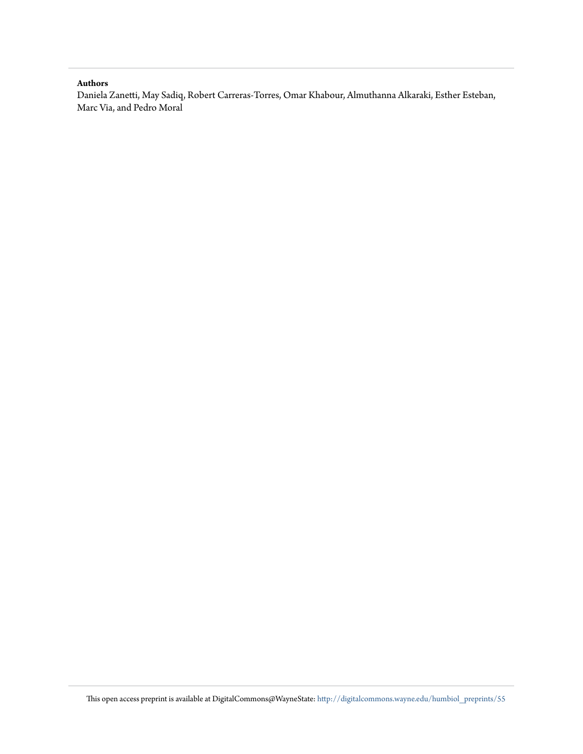**Authors**

Daniela Zanetti, May Sadiq, Robert Carreras-Torres, Omar Khabour, Almuthanna Alkaraki, Esther Esteban, Marc Via, and Pedro Moral

This open access preprint is available at DigitalCommons@WayneState: http://digitalcommons.wayne.edu/humbiol_preprints/55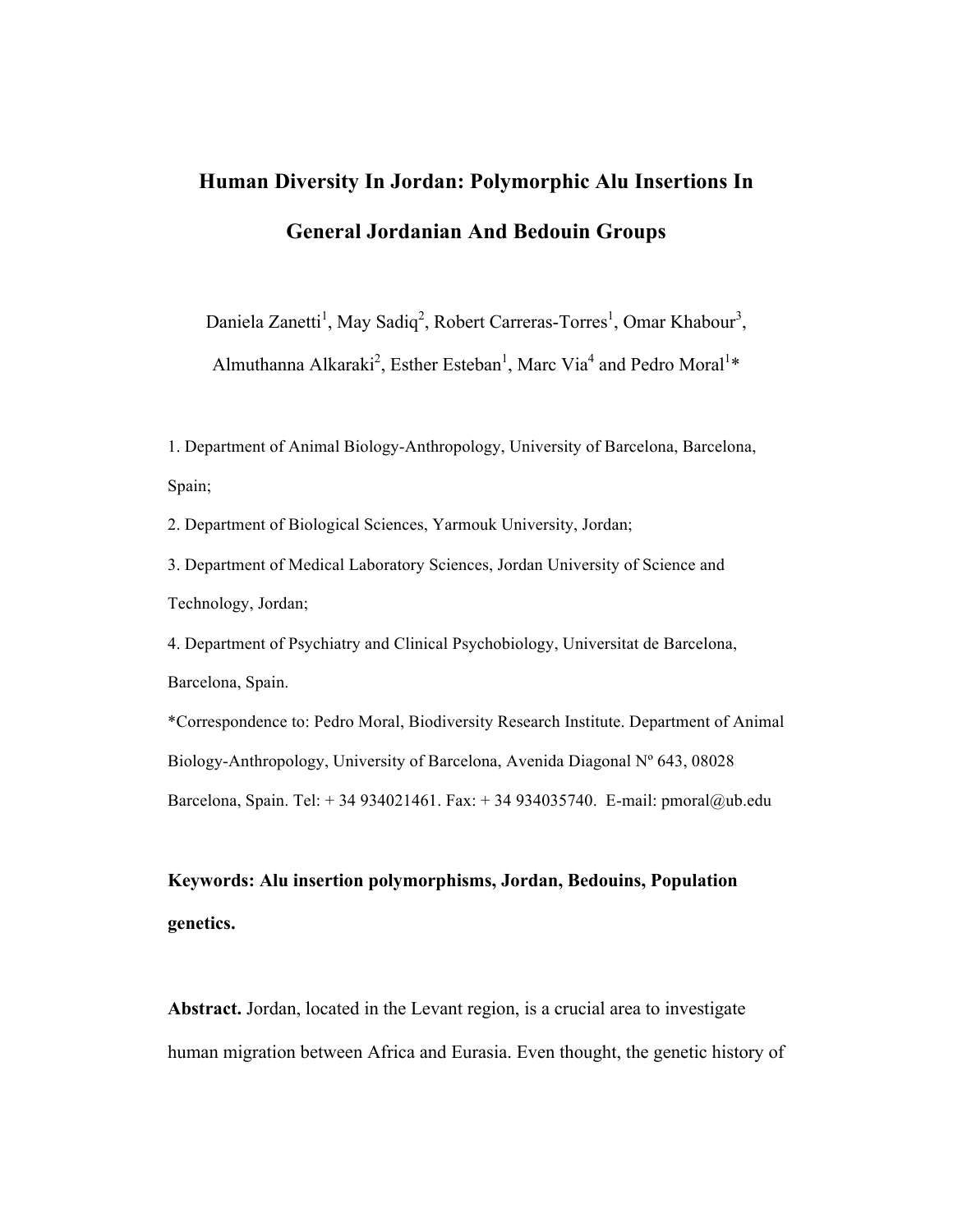# Human Diversity In Jordan: Polymorphic Alu Insertions In General Jordanian And Bedouin Groups

Daniela Zanetti[1], May Sadiq[2], Robert Carreras-Torres[1], Omar Khabour[3], Almuthanna Alkaraki[2], Esther Esteban[1], Marc Via[4] and Pedro Moral[1]*

1. Department of Animal Biology-Anthropology, University of Barcelona, Barcelona, Spain;
2. Department of Biological Sciences, Yarmouk University, Jordan;
3. Department of Medical Laboratory Sciences, Jordan University of Science and Technology, Jordan;
4. Department of Psychiatry and Clinical Psychobiology, Universitat de Barcelona, Barcelona, Spain.

*Correspondence to: Pedro Moral, Biodiversity Research Institute. Department of Animal Biology-Anthropology, University of Barcelona, Avenida Diagonal Nº 643, 08028 Barcelona, Spain. Tel: + 34 934021461. Fax: + 34 934035740. E-mail: pmoral@ub.edu

**Keywords: Alu insertion polymorphisms, Jordan, Bedouins, Population genetics.**

**Abstract.** Jordan, located in the Levant region, is a crucial area to investigate human migration between Africa and Eurasia. Even thought, the genetic history of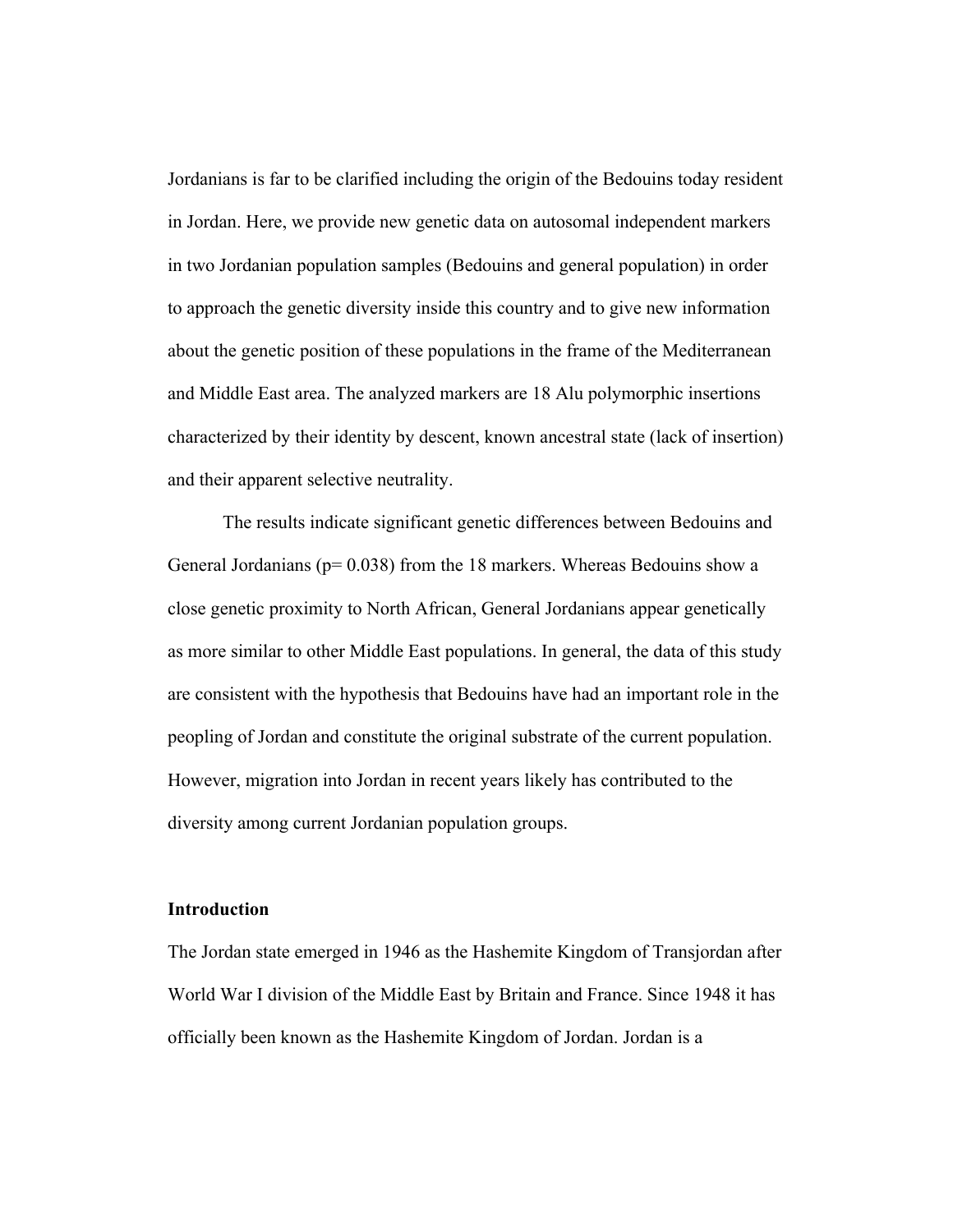Jordanians is far to be clarified including the origin of the Bedouins today resident in Jordan. Here, we provide new genetic data on autosomal independent markers in two Jordanian population samples (Bedouins and general population) in order to approach the genetic diversity inside this country and to give new information about the genetic position of these populations in the frame of the Mediterranean and Middle East area. The analyzed markers are 18 Alu polymorphic insertions characterized by their identity by descent, known ancestral state (lack of insertion) and their apparent selective neutrality.

The results indicate significant genetic differences between Bedouins and General Jordanians ($p= 0.038$) from the 18 markers. Whereas Bedouins show a close genetic proximity to North African, General Jordanians appear genetically as more similar to other Middle East populations. In general, the data of this study are consistent with the hypothesis that Bedouins have had an important role in the peopling of Jordan and constitute the original substrate of the current population. However, migration into Jordan in recent years likely has contributed to the diversity among current Jordanian population groups.

**Introduction**

The Jordan state emerged in 1946 as the Hashemite Kingdom of Transjordan after World War I division of the Middle East by Britain and France. Since 1948 it has officially been known as the Hashemite Kingdom of Jordan. Jordan is a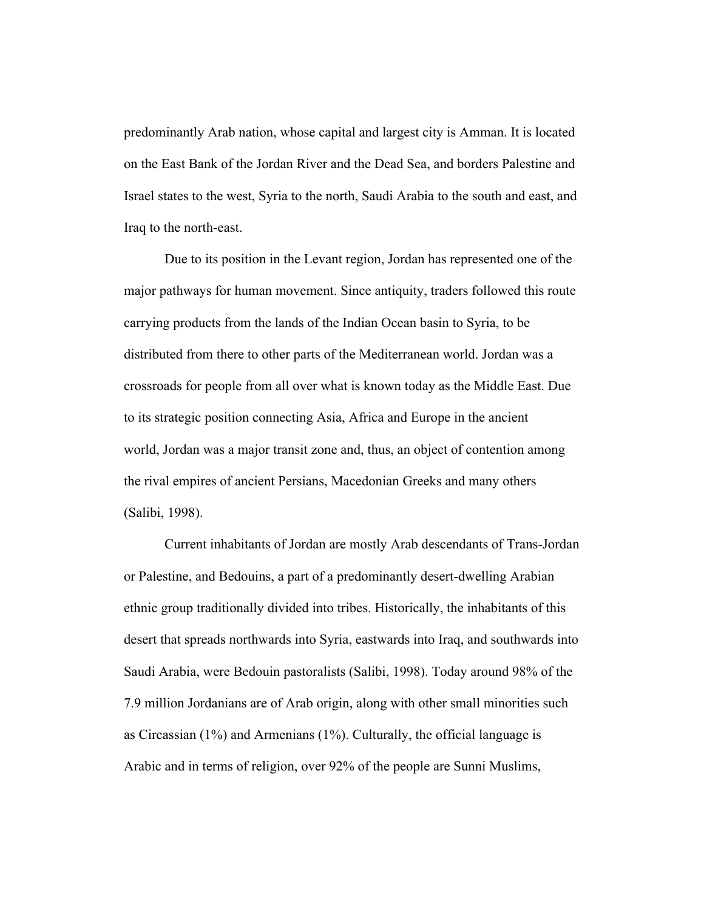predominantly Arab nation, whose capital and largest city is Amman. It is located on the East Bank of the Jordan River and the Dead Sea, and borders Palestine and Israel states to the west, Syria to the north, Saudi Arabia to the south and east, and Iraq to the north-east.

Due to its position in the Levant region, Jordan has represented one of the major pathways for human movement. Since antiquity, traders followed this route carrying products from the lands of the Indian Ocean basin to Syria, to be distributed from there to other parts of the Mediterranean world. Jordan was a crossroads for people from all over what is known today as the Middle East. Due to its strategic position connecting Asia, Africa and Europe in the ancient world, Jordan was a major transit zone and, thus, an object of contention among the rival empires of ancient Persians, Macedonian Greeks and many others (Salibi, 1998).

Current inhabitants of Jordan are mostly Arab descendants of Trans-Jordan or Palestine, and Bedouins, a part of a predominantly desert-dwelling Arabian ethnic group traditionally divided into tribes. Historically, the inhabitants of this desert that spreads northwards into Syria, eastwards into Iraq, and southwards into Saudi Arabia, were Bedouin pastoralists (Salibi, 1998). Today around 98% of the 7.9 million Jordanians are of Arab origin, along with other small minorities such as Circassian (1%) and Armenians (1%). Culturally, the official language is Arabic and in terms of religion, over 92% of the people are Sunni Muslims,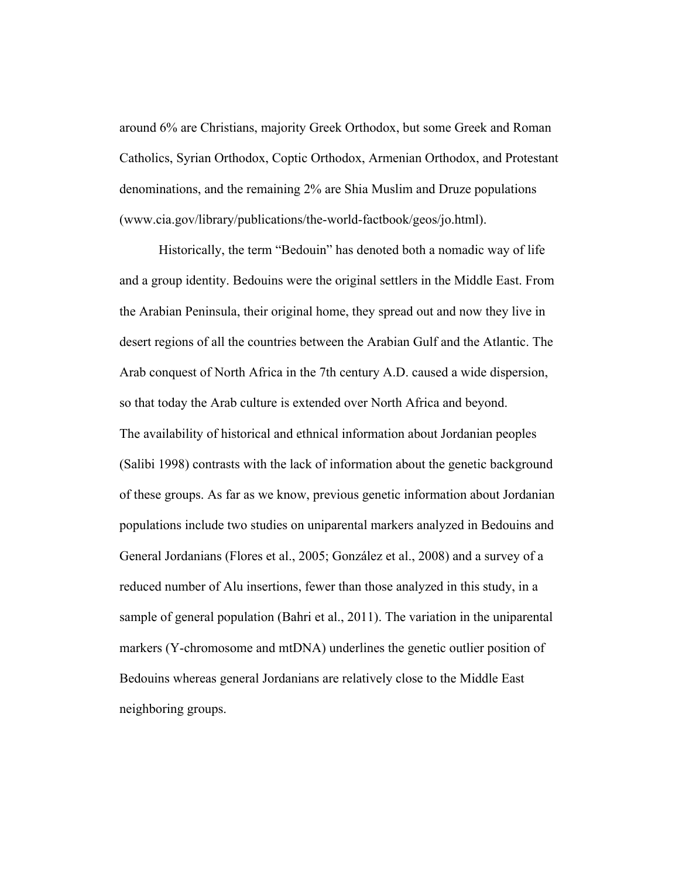around 6% are Christians, majority Greek Orthodox, but some Greek and Roman Catholics, Syrian Orthodox, Coptic Orthodox, Armenian Orthodox, and Protestant denominations, and the remaining 2% are Shia Muslim and Druze populations (www.cia.gov/library/publications/the-world-factbook/geos/jo.html).

Historically, the term "Bedouin" has denoted both a nomadic way of life and a group identity. Bedouins were the original settlers in the Middle East. From the Arabian Peninsula, their original home, they spread out and now they live in desert regions of all the countries between the Arabian Gulf and the Atlantic. The Arab conquest of North Africa in the 7th century A.D. caused a wide dispersion, so that today the Arab culture is extended over North Africa and beyond.

The availability of historical and ethnical information about Jordanian peoples (Salibi 1998) contrasts with the lack of information about the genetic background of these groups. As far as we know, previous genetic information about Jordanian populations include two studies on uniparental markers analyzed in Bedouins and General Jordanians (Flores et al., 2005; González et al., 2008) and a survey of a reduced number of Alu insertions, fewer than those analyzed in this study, in a sample of general population (Bahri et al., 2011). The variation in the uniparental markers (Y-chromosome and mtDNA) underlines the genetic outlier position of Bedouins whereas general Jordanians are relatively close to the Middle East neighboring groups.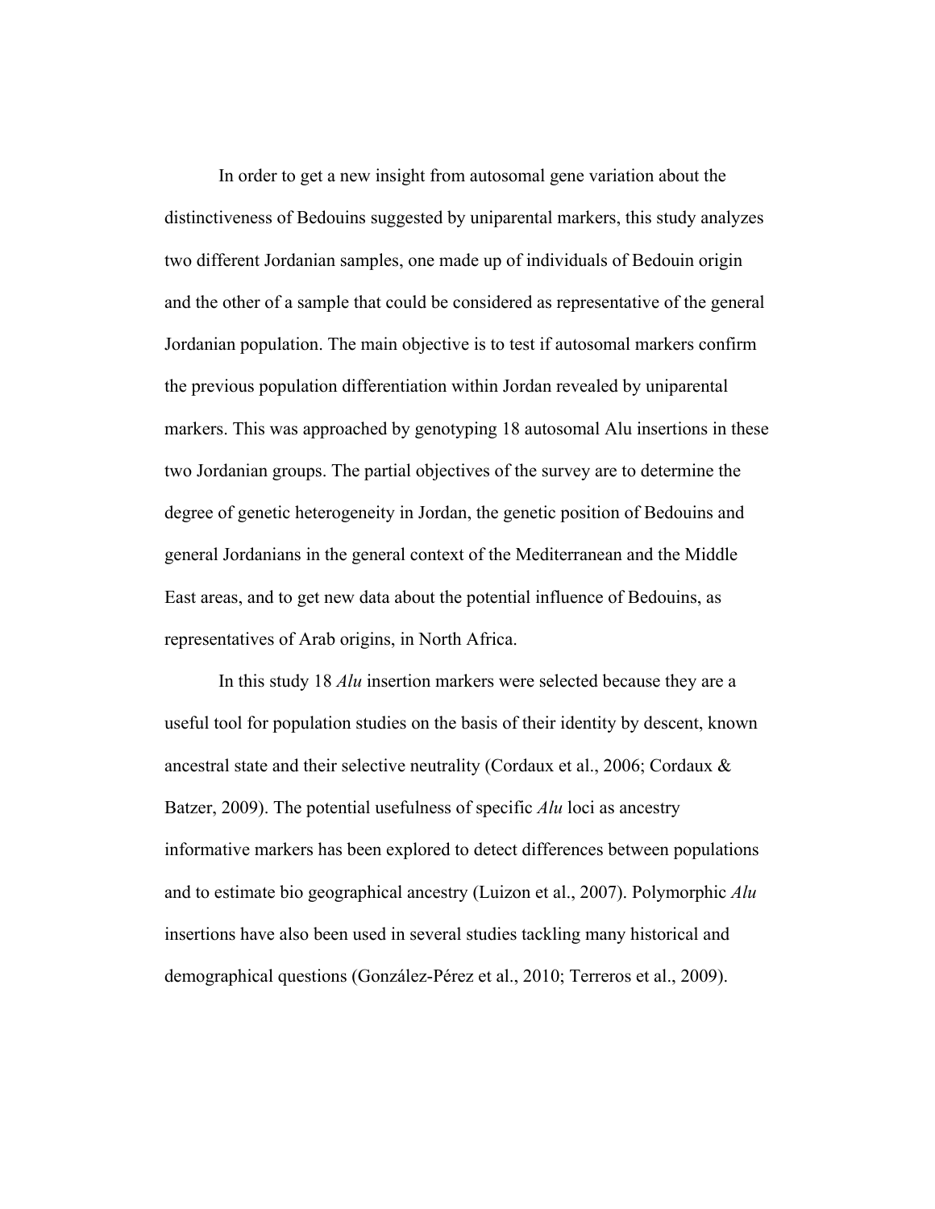In order to get a new insight from autosomal gene variation about the distinctiveness of Bedouins suggested by uniparental markers, this study analyzes two different Jordanian samples, one made up of individuals of Bedouin origin and the other of a sample that could be considered as representative of the general Jordanian population. The main objective is to test if autosomal markers confirm the previous population differentiation within Jordan revealed by uniparental markers. This was approached by genotyping 18 autosomal Alu insertions in these two Jordanian groups. The partial objectives of the survey are to determine the degree of genetic heterogeneity in Jordan, the genetic position of Bedouins and general Jordanians in the general context of the Mediterranean and the Middle East areas, and to get new data about the potential influence of Bedouins, as representatives of Arab origins, in North Africa.

In this study 18 *Alu* insertion markers were selected because they are a useful tool for population studies on the basis of their identity by descent, known ancestral state and their selective neutrality (Cordaux et al., 2006; Cordaux & Batzer, 2009). The potential usefulness of specific *Alu* loci as ancestry informative markers has been explored to detect differences between populations and to estimate bio geographical ancestry (Luizon et al., 2007). Polymorphic *Alu* insertions have also been used in several studies tackling many historical and demographical questions (González-Pérez et al., 2010; Terreros et al., 2009).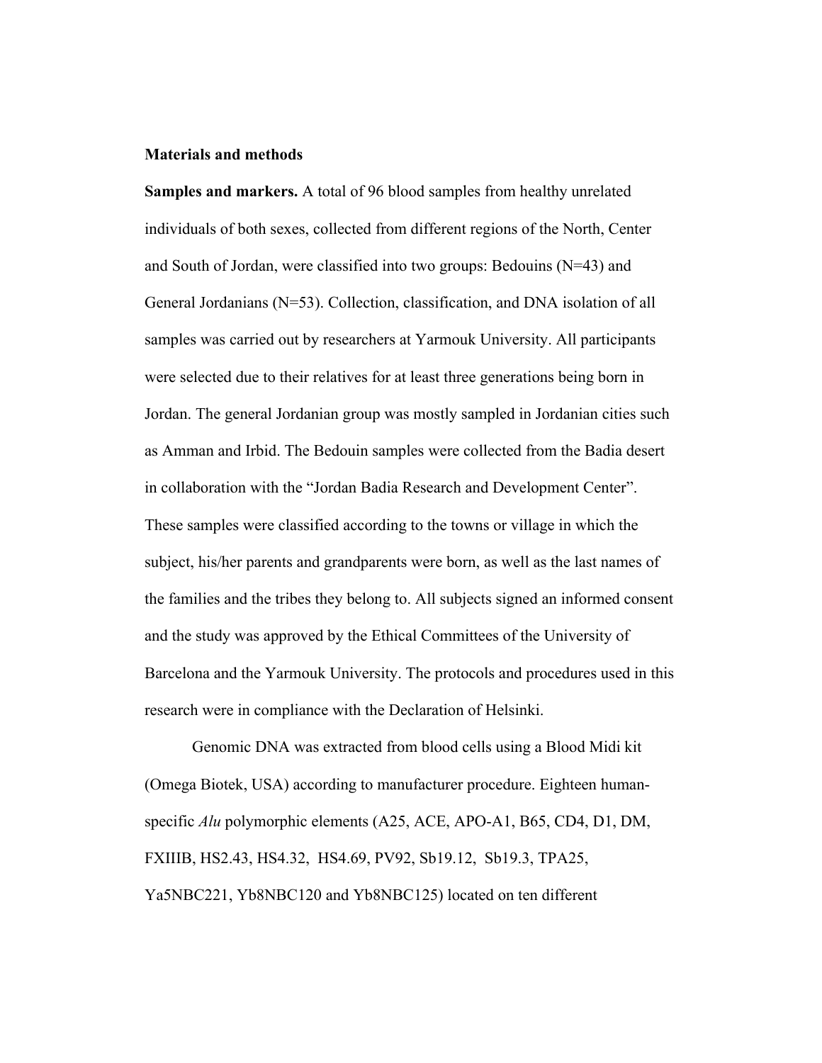**Materials and methods**

**Samples and markers.** A total of 96 blood samples from healthy unrelated individuals of both sexes, collected from different regions of the North, Center and South of Jordan, were classified into two groups: Bedouins (N=43) and General Jordanians (N=53). Collection, classification, and DNA isolation of all samples was carried out by researchers at Yarmouk University. All participants were selected due to their relatives for at least three generations being born in Jordan. The general Jordanian group was mostly sampled in Jordanian cities such as Amman and Irbid. The Bedouin samples were collected from the Badia desert in collaboration with the "Jordan Badia Research and Development Center". These samples were classified according to the towns or village in which the subject, his/her parents and grandparents were born, as well as the last names of the families and the tribes they belong to. All subjects signed an informed consent and the study was approved by the Ethical Committees of the University of Barcelona and the Yarmouk University. The protocols and procedures used in this research were in compliance with the Declaration of Helsinki.

Genomic DNA was extracted from blood cells using a Blood Midi kit (Omega Biotek, USA) according to manufacturer procedure. Eighteen human-specific *Alu* polymorphic elements (A25, ACE, APO-A1, B65, CD4, D1, DM, FXIIIB, HS2.43, HS4.32, HS4.69, PV92, Sb19.12, Sb19.3, TPA25, Ya5NBC221, Yb8NBC120 and Yb8NBC125) located on ten different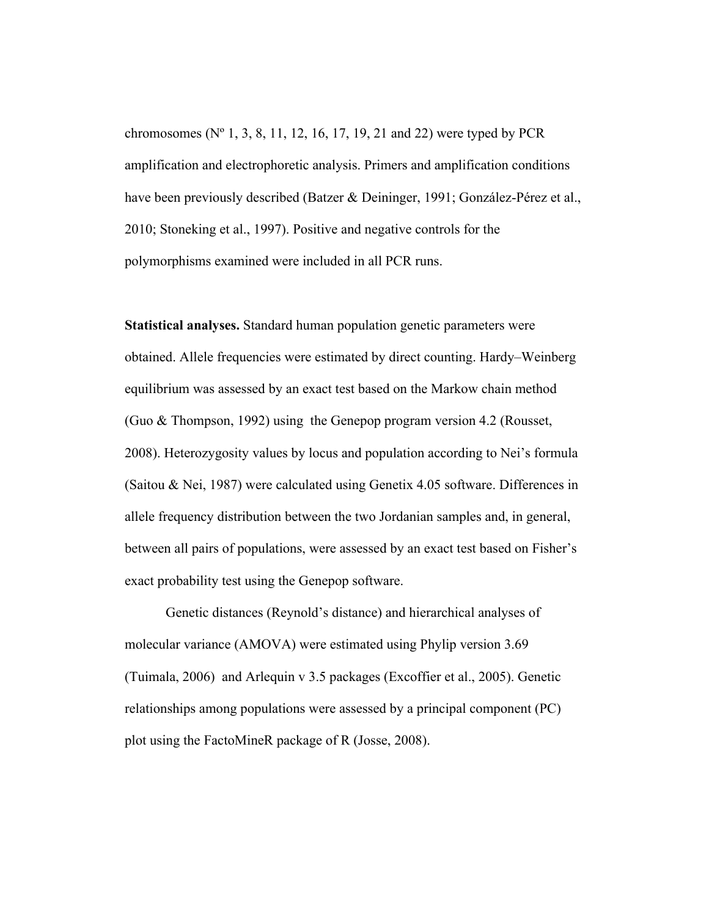chromosomes (Nº 1, 3, 8, 11, 12, 16, 17, 19, 21 and 22) were typed by PCR amplification and electrophoretic analysis. Primers and amplification conditions have been previously described (Batzer & Deininger, 1991; González-Pérez et al., 2010; Stoneking et al., 1997). Positive and negative controls for the polymorphisms examined were included in all PCR runs.

**Statistical analyses.** Standard human population genetic parameters were obtained. Allele frequencies were estimated by direct counting. Hardy–Weinberg equilibrium was assessed by an exact test based on the Markow chain method (Guo & Thompson, 1992) using the Genepop program version 4.2 (Rousset, 2008). Heterozygosity values by locus and population according to Nei's formula (Saitou & Nei, 1987) were calculated using Genetix 4.05 software. Differences in allele frequency distribution between the two Jordanian samples and, in general, between all pairs of populations, were assessed by an exact test based on Fisher's exact probability test using the Genepop software.

Genetic distances (Reynold's distance) and hierarchical analyses of molecular variance (AMOVA) were estimated using Phylip version 3.69 (Tuimala, 2006) and Arlequin v 3.5 packages (Excoffier et al., 2005). Genetic relationships among populations were assessed by a principal component (PC) plot using the FactoMineR package of R (Josse, 2008).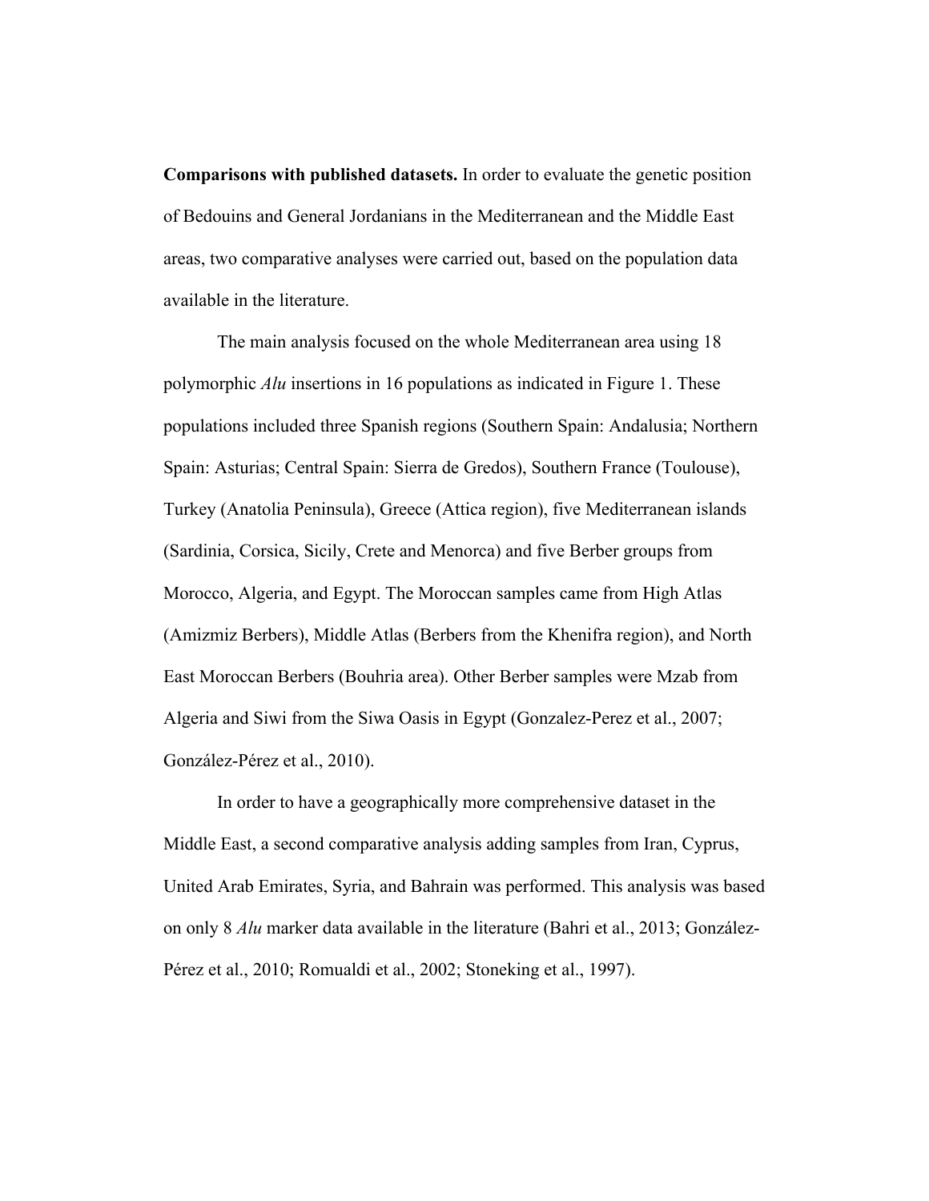**Comparisons with published datasets.** In order to evaluate the genetic position of Bedouins and General Jordanians in the Mediterranean and the Middle East areas, two comparative analyses were carried out, based on the population data available in the literature.

The main analysis focused on the whole Mediterranean area using 18 polymorphic *Alu* insertions in 16 populations as indicated in Figure 1. These populations included three Spanish regions (Southern Spain: Andalusia; Northern Spain: Asturias; Central Spain: Sierra de Gredos), Southern France (Toulouse), Turkey (Anatolia Peninsula), Greece (Attica region), five Mediterranean islands (Sardinia, Corsica, Sicily, Crete and Menorca) and five Berber groups from Morocco, Algeria, and Egypt. The Moroccan samples came from High Atlas (Amizmiz Berbers), Middle Atlas (Berbers from the Khenifra region), and North East Moroccan Berbers (Bouhria area). Other Berber samples were Mzab from Algeria and Siwi from the Siwa Oasis in Egypt (Gonzalez-Perez et al., 2007; González-Pérez et al., 2010).

In order to have a geographically more comprehensive dataset in the Middle East, a second comparative analysis adding samples from Iran, Cyprus, United Arab Emirates, Syria, and Bahrain was performed. This analysis was based on only 8 *Alu* marker data available in the literature (Bahri et al., 2013; González-Pérez et al., 2010; Romualdi et al., 2002; Stoneking et al., 1997).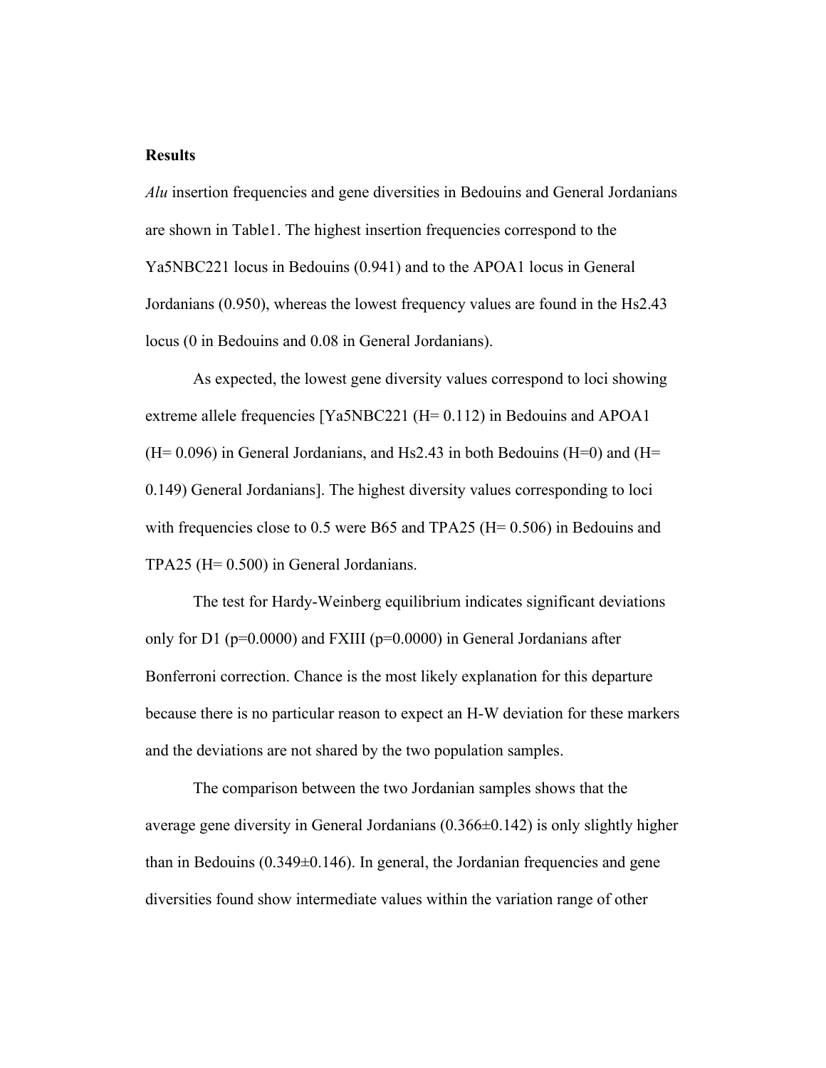**Results**

*Alu* insertion frequencies and gene diversities in Bedouins and General Jordanians are shown in Table1. The highest insertion frequencies correspond to the Ya5NBC221 locus in Bedouins (0.941) and to the APOA1 locus in General Jordanians (0.950), whereas the lowest frequency values are found in the Hs2.43 locus (0 in Bedouins and 0.08 in General Jordanians).

As expected, the lowest gene diversity values correspond to loci showing extreme allele frequencies [Ya5NBC221 (H= 0.112) in Bedouins and APOA1 (H= 0.096) in General Jordanians, and Hs2.43 in both Bedouins (H=0) and (H= 0.149) General Jordanians]. The highest diversity values corresponding to loci with frequencies close to 0.5 were B65 and TPA25 (H= 0.506) in Bedouins and TPA25 (H= 0.500) in General Jordanians.

The test for Hardy-Weinberg equilibrium indicates significant deviations only for D1 (p=0.0000) and FXIII (p=0.0000) in General Jordanians after Bonferroni correction. Chance is the most likely explanation for this departure because there is no particular reason to expect an H-W deviation for these markers and the deviations are not shared by the two population samples.

The comparison between the two Jordanian samples shows that the average gene diversity in General Jordanians (0.366±0.142) is only slightly higher than in Bedouins (0.349±0.146). In general, the Jordanian frequencies and gene diversities found show intermediate values within the variation range of other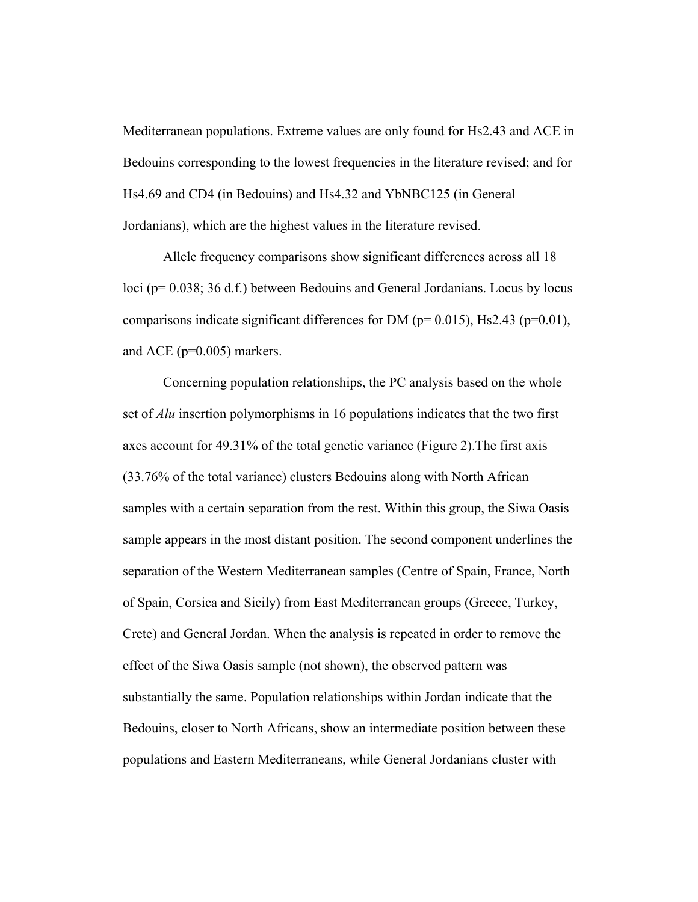Mediterranean populations. Extreme values are only found for Hs2.43 and ACE in Bedouins corresponding to the lowest frequencies in the literature revised; and for Hs4.69 and CD4 (in Bedouins) and Hs4.32 and YbNBC125 (in General Jordanians), which are the highest values in the literature revised.

Allele frequency comparisons show significant differences across all 18 loci ($p= 0.038$; 36 d.f.) between Bedouins and General Jordanians. Locus by locus comparisons indicate significant differences for DM ($p= 0.015$), Hs2.43 ($p=0.01$), and ACE ($p=0.005$) markers.

Concerning population relationships, the PC analysis based on the whole set of *Alu* insertion polymorphisms in 16 populations indicates that the two first axes account for 49.31% of the total genetic variance (Figure 2).The first axis (33.76% of the total variance) clusters Bedouins along with North African samples with a certain separation from the rest. Within this group, the Siwa Oasis sample appears in the most distant position. The second component underlines the separation of the Western Mediterranean samples (Centre of Spain, France, North of Spain, Corsica and Sicily) from East Mediterranean groups (Greece, Turkey, Crete) and General Jordan. When the analysis is repeated in order to remove the effect of the Siwa Oasis sample (not shown), the observed pattern was substantially the same. Population relationships within Jordan indicate that the Bedouins, closer to North Africans, show an intermediate position between these populations and Eastern Mediterraneans, while General Jordanians cluster with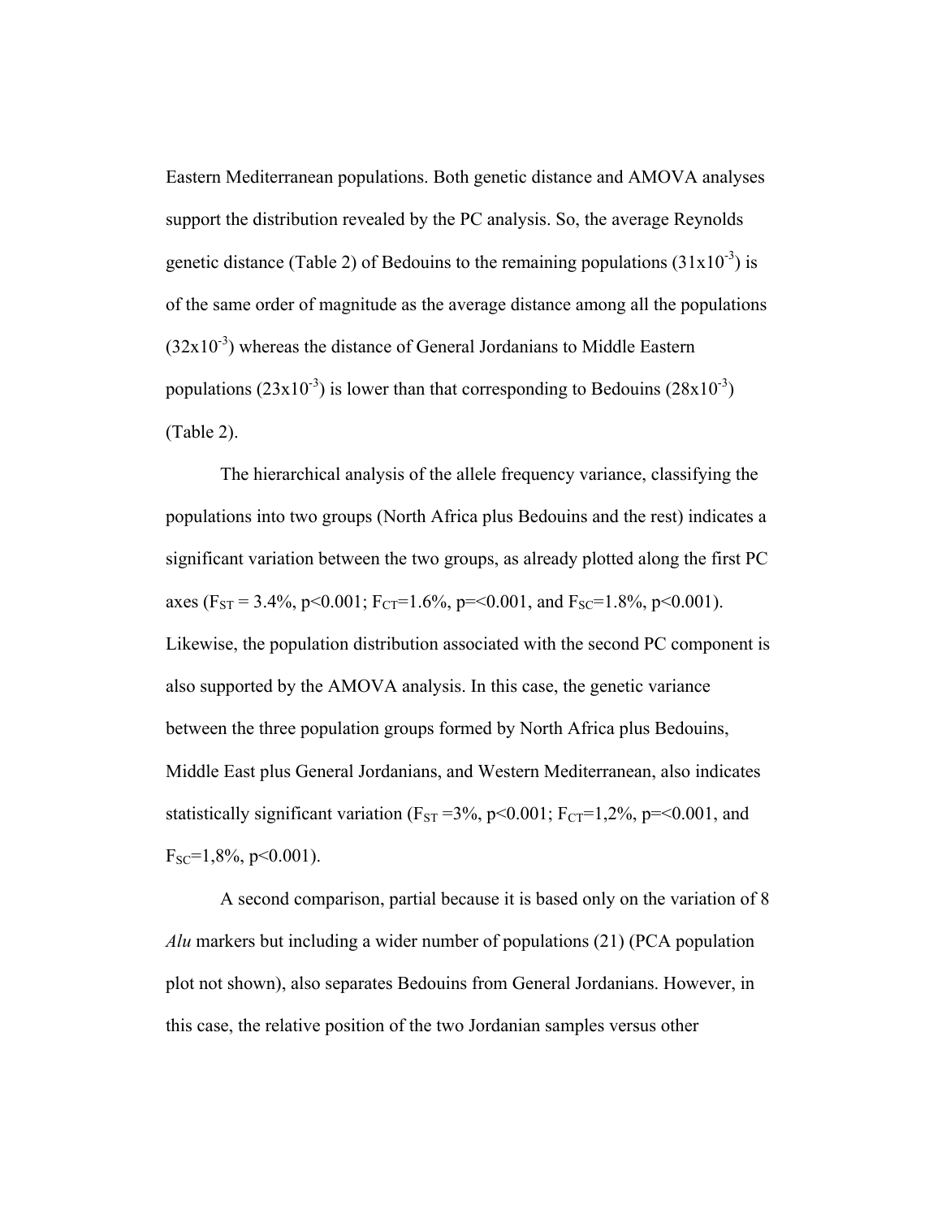Eastern Mediterranean populations. Both genetic distance and AMOVA analyses support the distribution revealed by the PC analysis. So, the average Reynolds genetic distance (Table 2) of Bedouins to the remaining populations ($31 \times 10^{-3}$) is of the same order of magnitude as the average distance among all the populations ($32 \times 10^{-3}$) whereas the distance of General Jordanians to Middle Eastern populations ($23 \times 10^{-3}$) is lower than that corresponding to Bedouins ($28 \times 10^{-3}$) (Table 2).

The hierarchical analysis of the allele frequency variance, classifying the populations into two groups (North Africa plus Bedouins and the rest) indicates a significant variation between the two groups, as already plotted along the first PC axes ($F_{ST}$ = 3.4%, $p<0.001$; $F_{CT}$=1.6%, p=<0.001, and $F_{SC}$=1.8%, $p<0.001$). Likewise, the population distribution associated with the second PC component is also supported by the AMOVA analysis. In this case, the genetic variance between the three population groups formed by North Africa plus Bedouins, Middle East plus General Jordanians, and Western Mediterranean, also indicates statistically significant variation ($F_{ST}$ =3%, $p<0.001$; $F_{CT}$=1,2%, p=<0.001, and $F_{SC}$=1,8%, $p<0.001$).

A second comparison, partial because it is based only on the variation of 8 *Alu* markers but including a wider number of populations (21) (PCA population plot not shown), also separates Bedouins from General Jordanians. However, in this case, the relative position of the two Jordanian samples versus other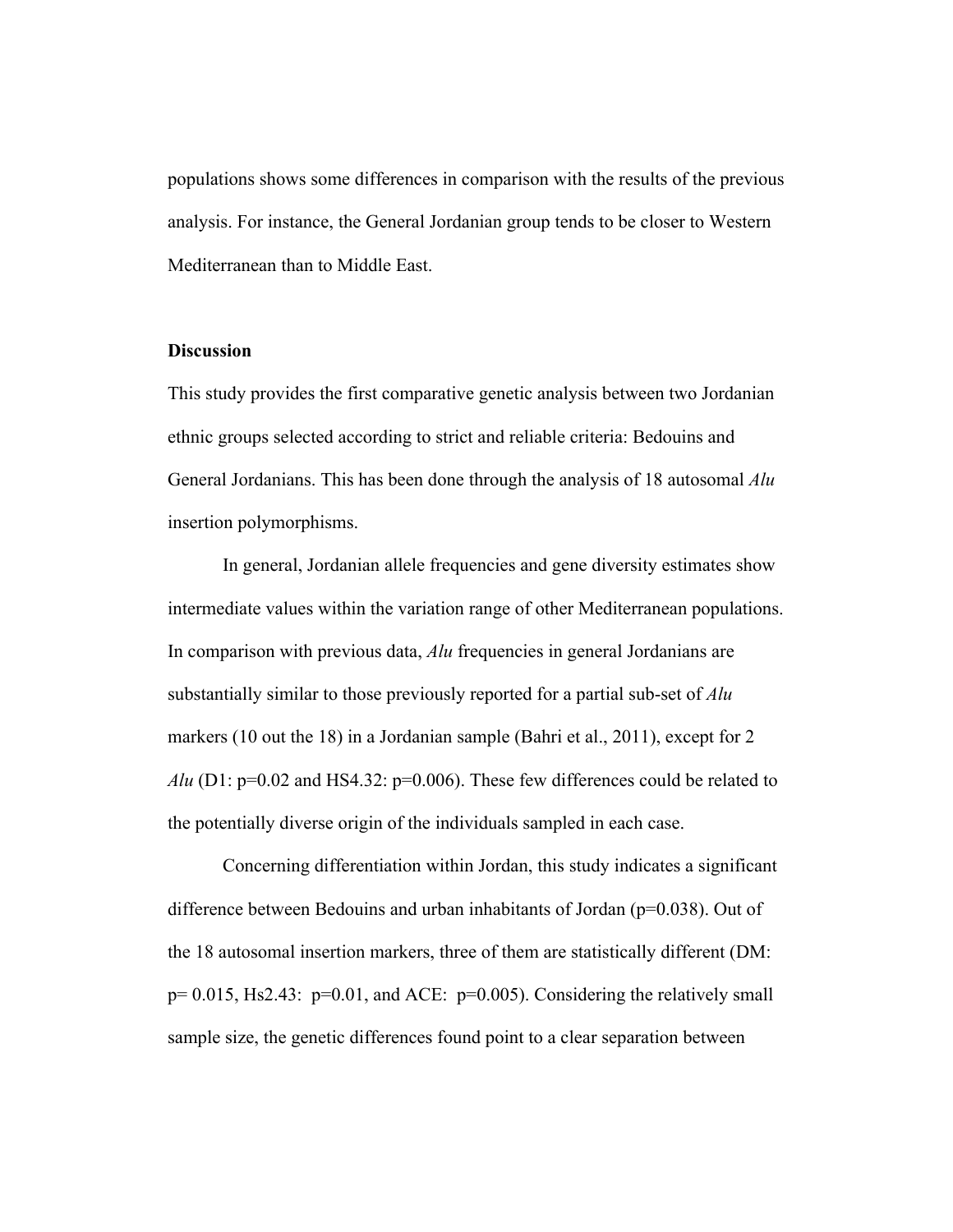populations shows some differences in comparison with the results of the previous analysis. For instance, the General Jordanian group tends to be closer to Western Mediterranean than to Middle East.

## Discussion

This study provides the first comparative genetic analysis between two Jordanian ethnic groups selected according to strict and reliable criteria: Bedouins and General Jordanians. This has been done through the analysis of 18 autosomal *Alu* insertion polymorphisms.

In general, Jordanian allele frequencies and gene diversity estimates show intermediate values within the variation range of other Mediterranean populations. In comparison with previous data, *Alu* frequencies in general Jordanians are substantially similar to those previously reported for a partial sub-set of *Alu* markers (10 out the 18) in a Jordanian sample (Bahri et al., 2011), except for 2 *Alu* (D1: $p=0.02$ and HS4.32: $p=0.006$). These few differences could be related to the potentially diverse origin of the individuals sampled in each case.

Concerning differentiation within Jordan, this study indicates a significant difference between Bedouins and urban inhabitants of Jordan ($p=0.038$). Out of the 18 autosomal insertion markers, three of them are statistically different (DM: $p= 0.015$, Hs2.43: $p=0.01$, and ACE: $p=0.005$). Considering the relatively small sample size, the genetic differences found point to a clear separation between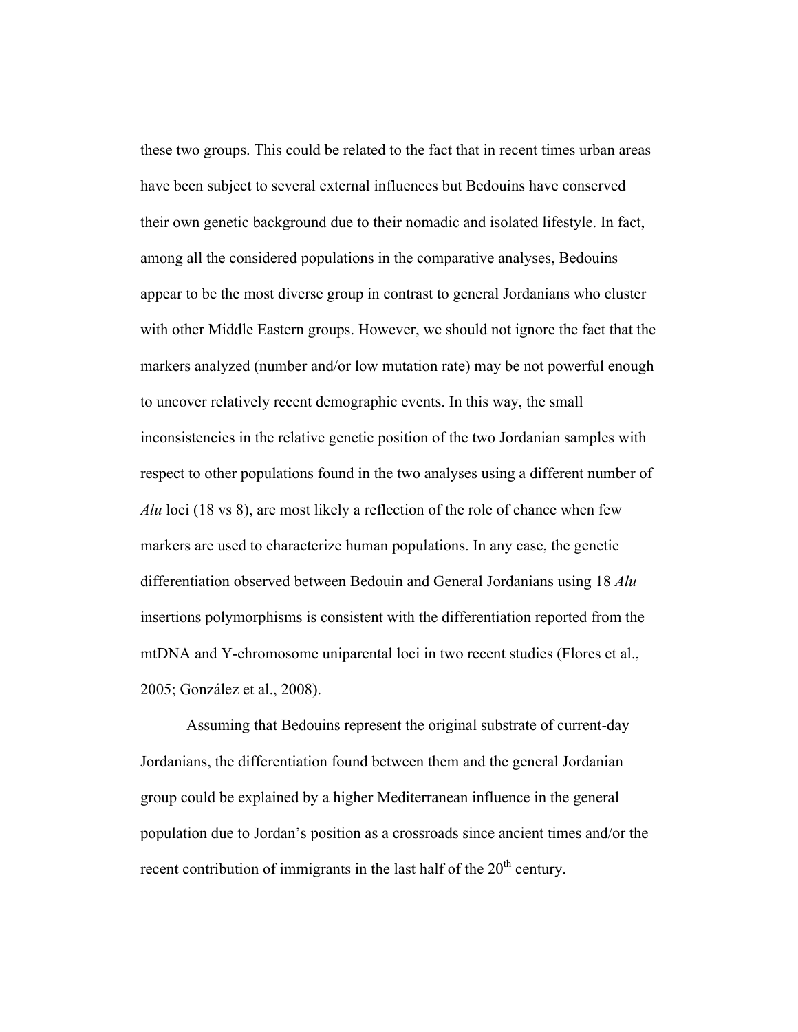these two groups. This could be related to the fact that in recent times urban areas have been subject to several external influences but Bedouins have conserved their own genetic background due to their nomadic and isolated lifestyle. In fact, among all the considered populations in the comparative analyses, Bedouins appear to be the most diverse group in contrast to general Jordanians who cluster with other Middle Eastern groups. However, we should not ignore the fact that the markers analyzed (number and/or low mutation rate) may be not powerful enough to uncover relatively recent demographic events. In this way, the small inconsistencies in the relative genetic position of the two Jordanian samples with respect to other populations found in the two analyses using a different number of *Alu* loci (18 vs 8), are most likely a reflection of the role of chance when few markers are used to characterize human populations. In any case, the genetic differentiation observed between Bedouin and General Jordanians using 18 *Alu* insertions polymorphisms is consistent with the differentiation reported from the mtDNA and Y-chromosome uniparental loci in two recent studies (Flores et al., 2005; González et al., 2008).

Assuming that Bedouins represent the original substrate of current-day Jordanians, the differentiation found between them and the general Jordanian group could be explained by a higher Mediterranean influence in the general population due to Jordan's position as a crossroads since ancient times and/or the recent contribution of immigrants in the last half of the 20th century.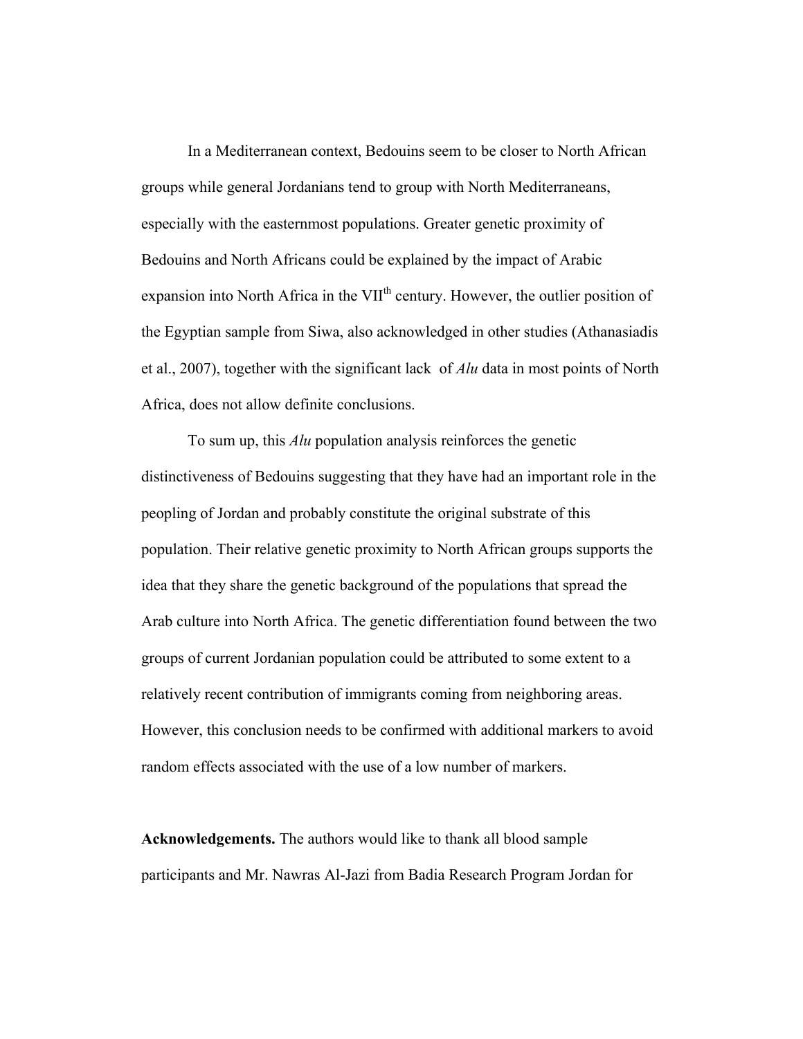In a Mediterranean context, Bedouins seem to be closer to North African groups while general Jordanians tend to group with North Mediterraneans, especially with the easternmost populations. Greater genetic proximity of Bedouins and North Africans could be explained by the impact of Arabic expansion into North Africa in the VII$^{th}$ century. However, the outlier position of the Egyptian sample from Siwa, also acknowledged in other studies (Athanasiadis et al., 2007), together with the significant lack of *Alu* data in most points of North Africa, does not allow definite conclusions.

To sum up, this *Alu* population analysis reinforces the genetic distinctiveness of Bedouins suggesting that they have had an important role in the peopling of Jordan and probably constitute the original substrate of this population. Their relative genetic proximity to North African groups supports the idea that they share the genetic background of the populations that spread the Arab culture into North Africa. The genetic differentiation found between the two groups of current Jordanian population could be attributed to some extent to a relatively recent contribution of immigrants coming from neighboring areas. However, this conclusion needs to be confirmed with additional markers to avoid random effects associated with the use of a low number of markers.

**Acknowledgements.** The authors would like to thank all blood sample participants and Mr. Nawras Al-Jazi from Badia Research Program Jordan for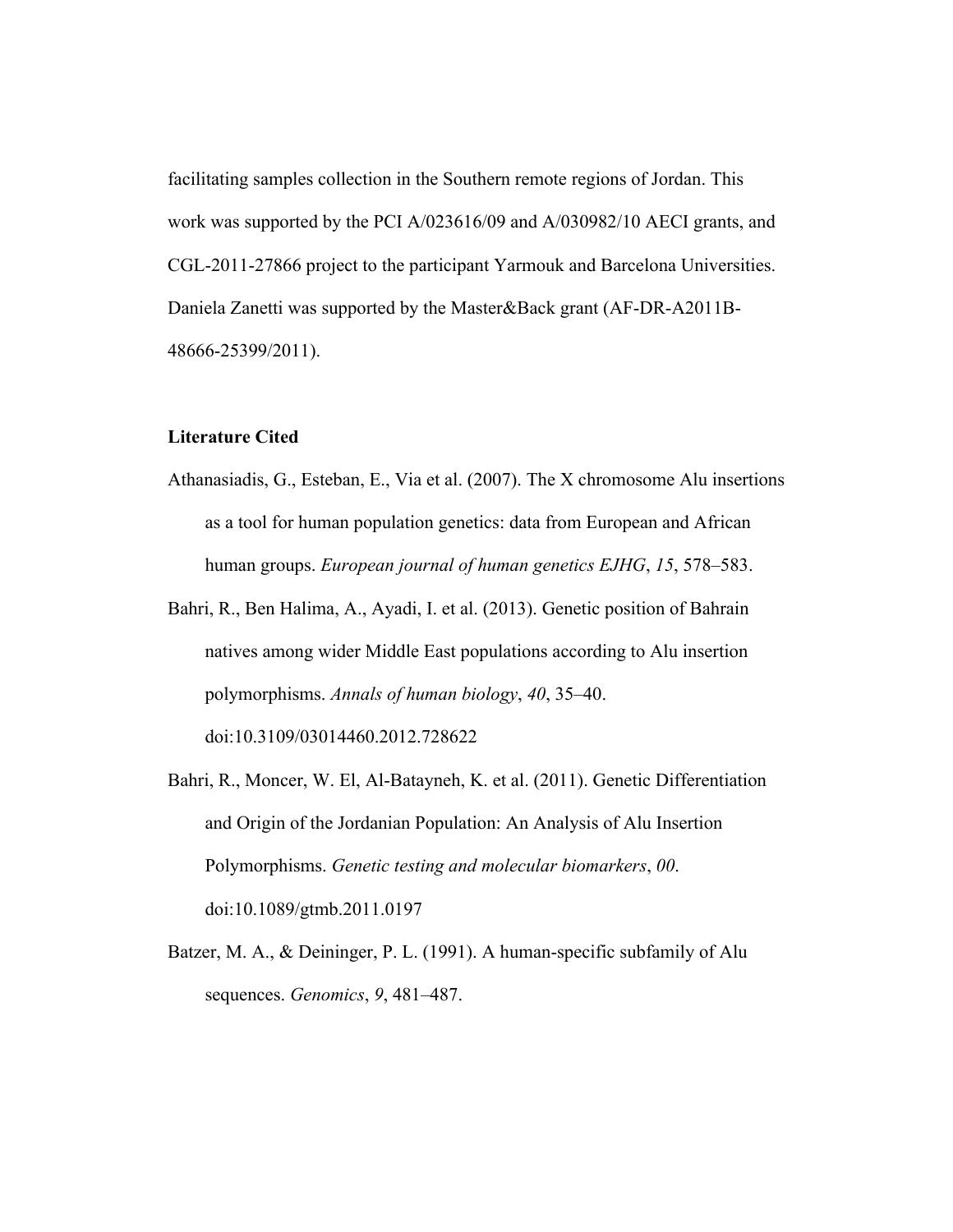facilitating samples collection in the Southern remote regions of Jordan. This work was supported by the PCI A/023616/09 and A/030982/10 AECI grants, and CGL-2011-27866 project to the participant Yarmouk and Barcelona Universities. Daniela Zanetti was supported by the Master&Back grant (AF-DR-A2011B-48666-25399/2011).

**Literature Cited**

Athanasiadis, G., Esteban, E., Via et al. (2007). The X chromosome Alu insertions as a tool for human population genetics: data from European and African human groups. *European journal of human genetics EJHG*, *15*, 578–583.

Bahri, R., Ben Halima, A., Ayadi, I. et al. (2013). Genetic position of Bahrain natives among wider Middle East populations according to Alu insertion polymorphisms. *Annals of human biology*, *40*, 35–40. doi:10.3109/03014460.2012.728622

Bahri, R., Moncer, W. El, Al-Batayneh, K. et al. (2011). Genetic Differentiation and Origin of the Jordanian Population: An Analysis of Alu Insertion Polymorphisms. *Genetic testing and molecular biomarkers*, *00*. doi:10.1089/gtmb.2011.0197

Batzer, M. A., & Deininger, P. L. (1991). A human-specific subfamily of Alu sequences. *Genomics*, *9*, 481–487.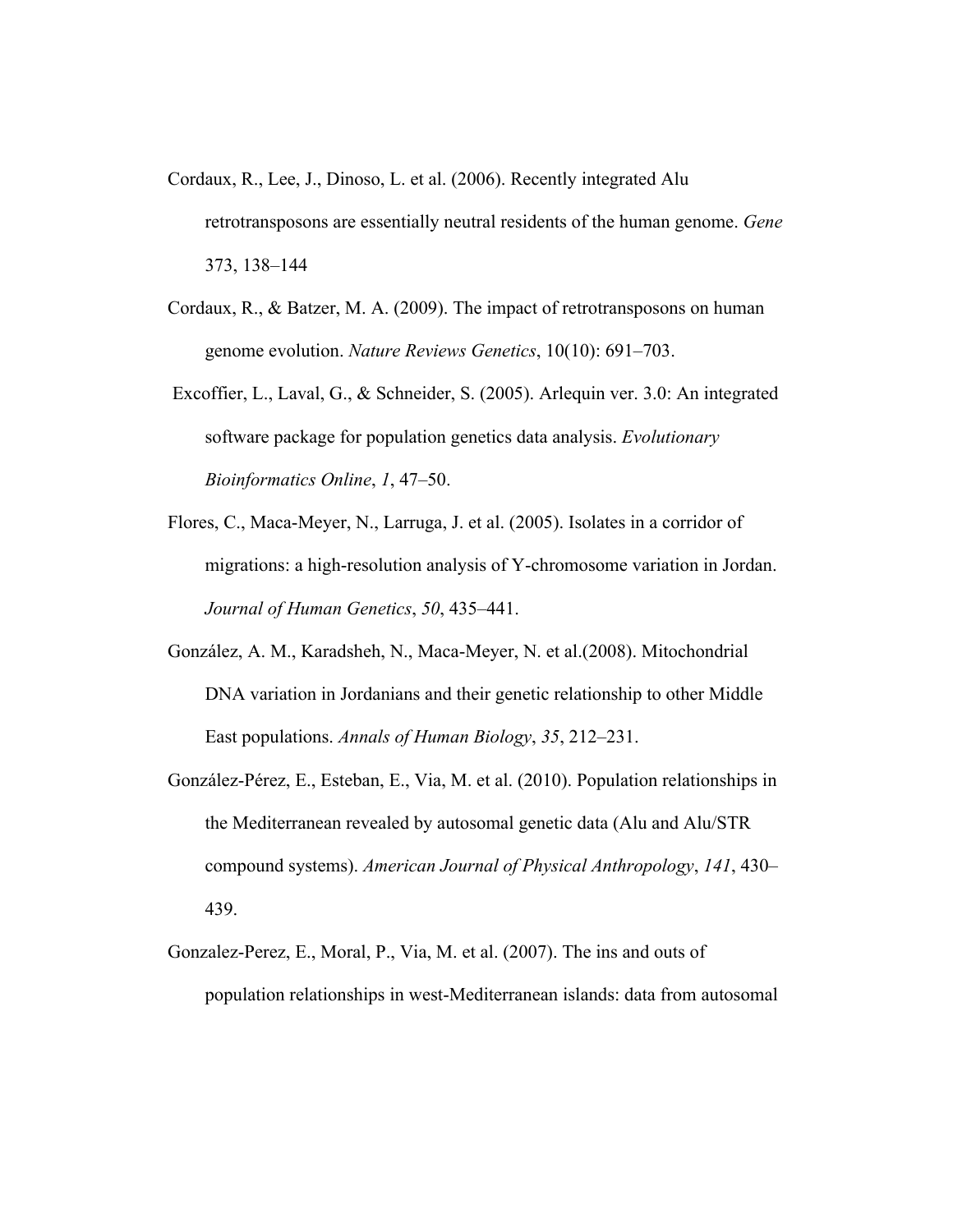Cordaux, R., Lee, J., Dinoso, L. et al. (2006). Recently integrated Alu retrotransposons are essentially neutral residents of the human genome. *Gene* 373, 138–144

Cordaux, R., & Batzer, M. A. (2009). The impact of retrotransposons on human genome evolution. *Nature Reviews Genetics*, 10(10): 691–703.

Excoffier, L., Laval, G., & Schneider, S. (2005). Arlequin ver. 3.0: An integrated software package for population genetics data analysis. *Evolutionary Bioinformatics Online*, *1*, 47–50.

Flores, C., Maca-Meyer, N., Larruga, J. et al. (2005). Isolates in a corridor of migrations: a high-resolution analysis of Y-chromosome variation in Jordan. *Journal of Human Genetics*, *50*, 435–441.

González, A. M., Karadsheh, N., Maca-Meyer, N. et al.(2008). Mitochondrial DNA variation in Jordanians and their genetic relationship to other Middle East populations. *Annals of Human Biology*, *35*, 212–231.

González-Pérez, E., Esteban, E., Via, M. et al. (2010). Population relationships in the Mediterranean revealed by autosomal genetic data (Alu and Alu/STR compound systems). *American Journal of Physical Anthropology*, *141*, 430–439.

Gonzalez-Perez, E., Moral, P., Via, M. et al. (2007). The ins and outs of population relationships in west-Mediterranean islands: data from autosomal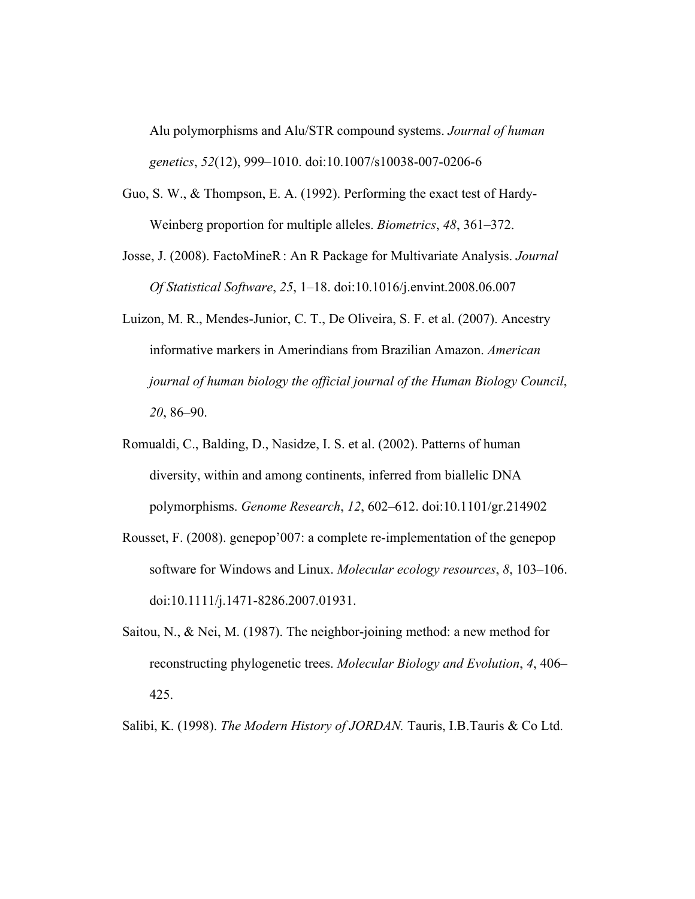Alu polymorphisms and Alu/STR compound systems. *Journal of human genetics*, *52*(12), 999–1010. doi:10.1007/s10038-007-0206-6

Guo, S. W., & Thompson, E. A. (1992). Performing the exact test of Hardy-Weinberg proportion for multiple alleles. *Biometrics*, *48*, 361–372.

Josse, J. (2008). FactoMineR : An R Package for Multivariate Analysis. *Journal Of Statistical Software*, *25*, 1–18. doi:10.1016/j.envint.2008.06.007

Luizon, M. R., Mendes-Junior, C. T., De Oliveira, S. F. et al. (2007). Ancestry informative markers in Amerindians from Brazilian Amazon. *American journal of human biology the official journal of the Human Biology Council*, *20*, 86–90.

Romualdi, C., Balding, D., Nasidze, I. S. et al. (2002). Patterns of human diversity, within and among continents, inferred from biallelic DNA polymorphisms. *Genome Research*, *12*, 602–612. doi:10.1101/gr.214902

Rousset, F. (2008). genepop'007: a complete re-implementation of the genepop software for Windows and Linux. *Molecular ecology resources*, *8*, 103–106. doi:10.1111/j.1471-8286.2007.01931.

Saitou, N., & Nei, M. (1987). The neighbor-joining method: a new method for reconstructing phylogenetic trees. *Molecular Biology and Evolution*, *4*, 406–425.

Salibi, K. (1998). *The Modern History of JORDAN.* Tauris, I.B.Tauris & Co Ltd.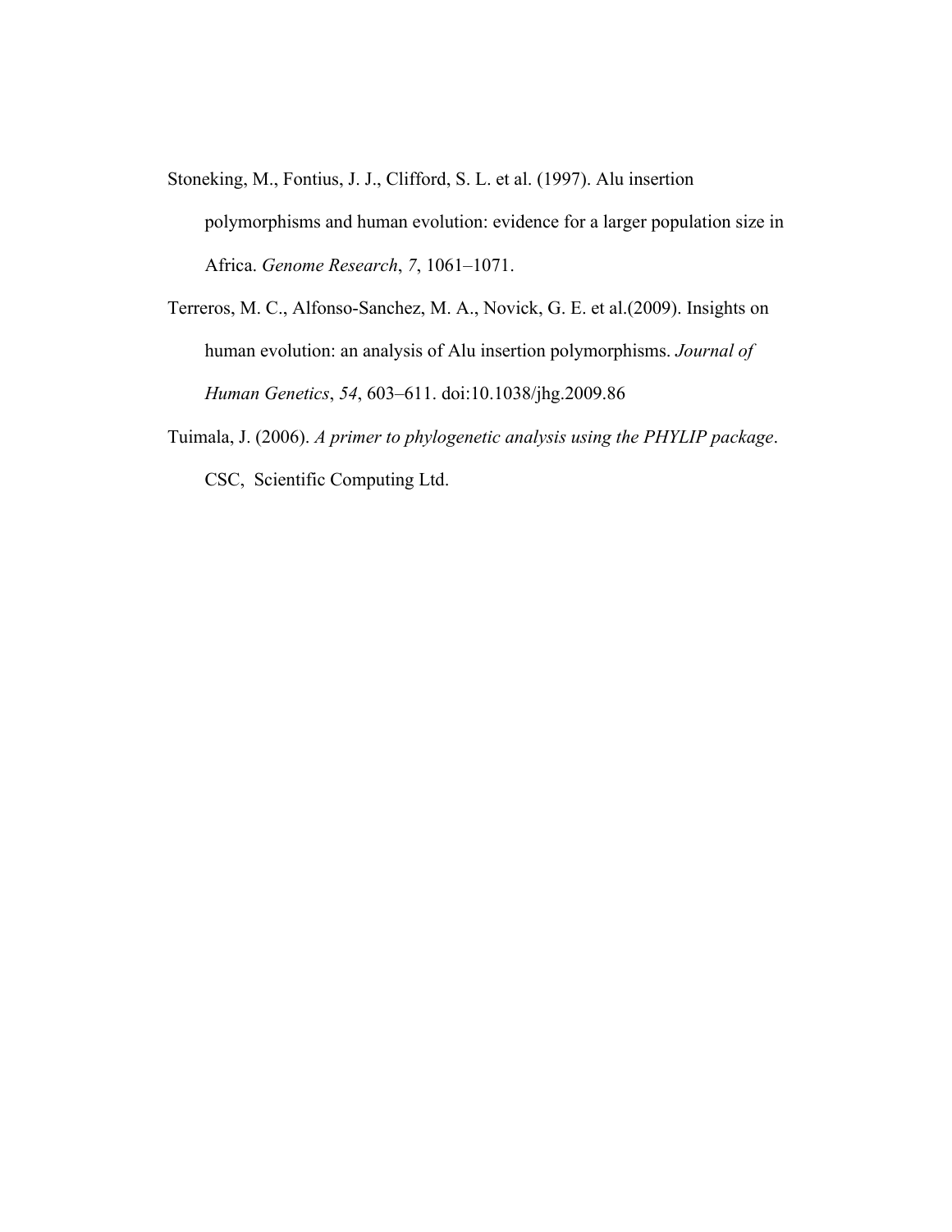Stoneking, M., Fontius, J. J., Clifford, S. L. et al. (1997). Alu insertion polymorphisms and human evolution: evidence for a larger population size in Africa. *Genome Research*, *7*, 1061–1071.

Terreros, M. C., Alfonso-Sanchez, M. A., Novick, G. E. et al.(2009). Insights on human evolution: an analysis of Alu insertion polymorphisms. *Journal of Human Genetics*, *54*, 603–611. doi:10.1038/jhg.2009.86

Tuimala, J. (2006). *A primer to phylogenetic analysis using the PHYLIP package*. CSC, Scientific Computing Ltd.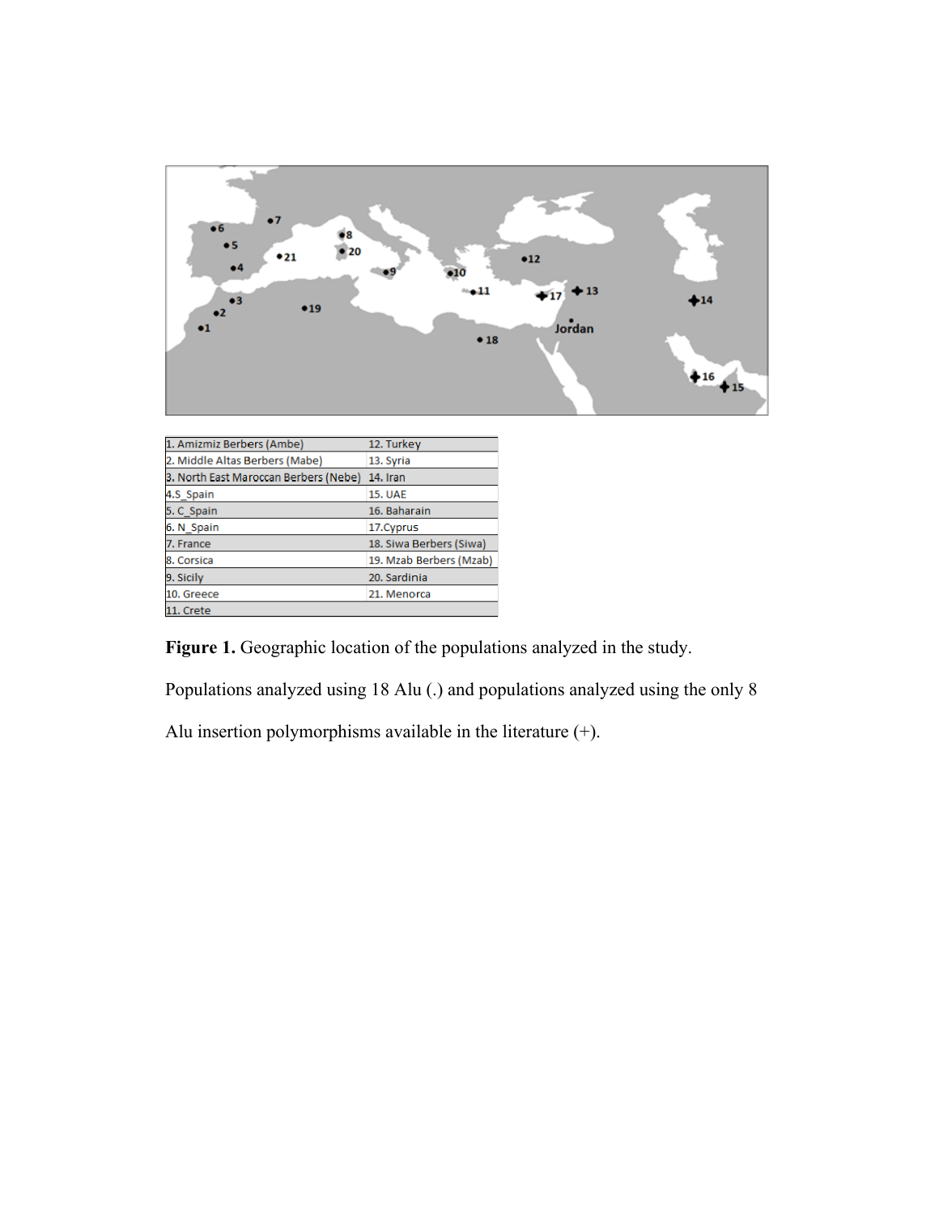| 1. Amizmiz Berbers (Ambe) | 12. Turkey |
|---|---|
| 2. Middle Altas Berbers (Mabe) | 13. Syria |
| 3. North East Maroccan Berbers (Nebe) | 14. Iran |
| 4.S_Spain | 15. UAE |
| 5. C_Spain | 16. Baharain |
| 6. N_Spain | 17.Cyprus |
| 7. France | 18. Siwa Berbers (Siwa) |
| 8. Corsica | 19. Mzab Berbers (Mzab) |
| 9. Sicily | 20. Sardinia |
| 10. Greece | 21. Menorca |
| 11. Crete | |

**Figure 1.** Geographic location of the populations analyzed in the study.

Populations analyzed using 18 Alu (.) and populations analyzed using the only 8 Alu insertion polymorphisms available in the literature (+).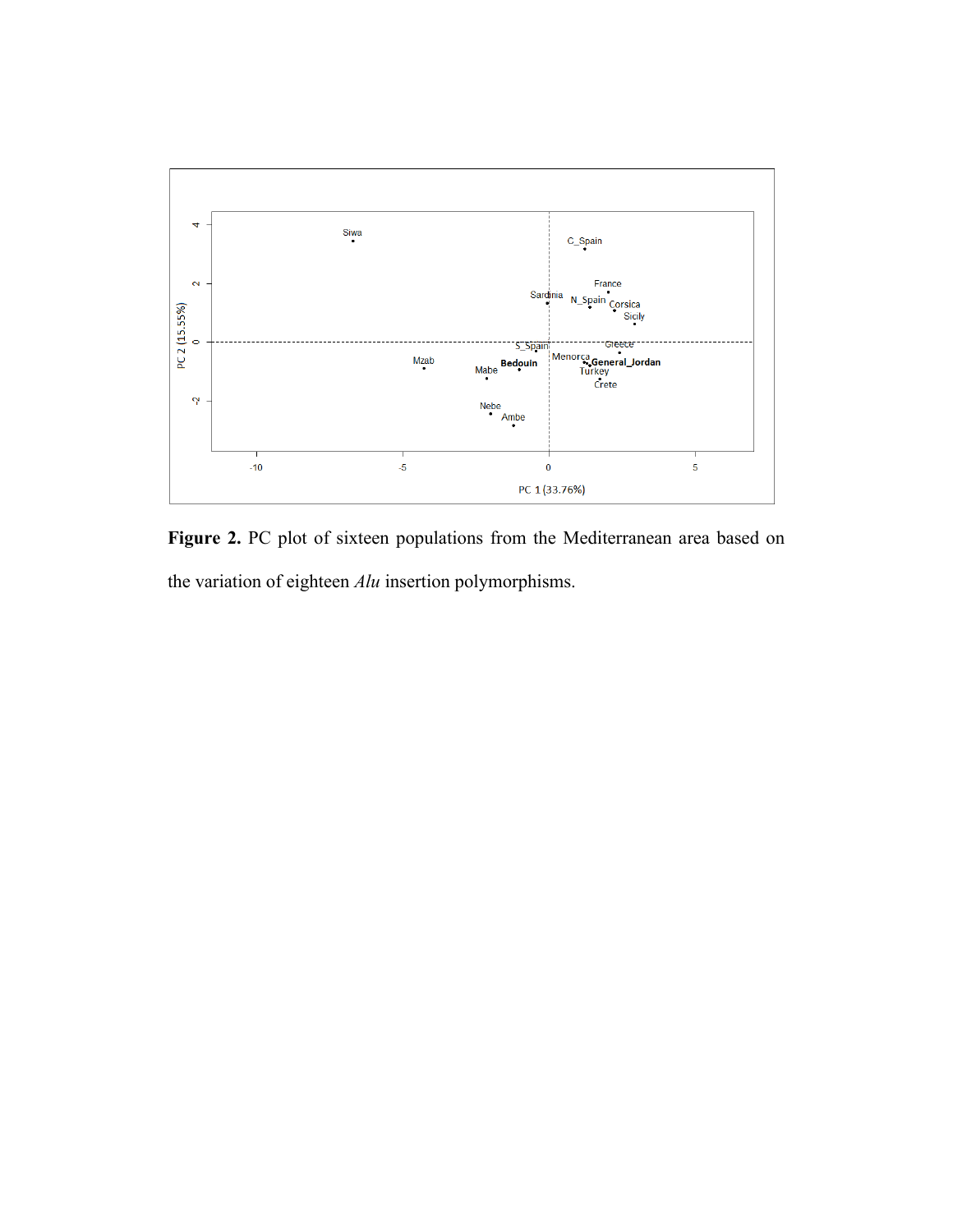**Figure 2.** PC plot of sixteen populations from the Mediterranean area based on the variation of eighteen *Alu* insertion polymorphisms.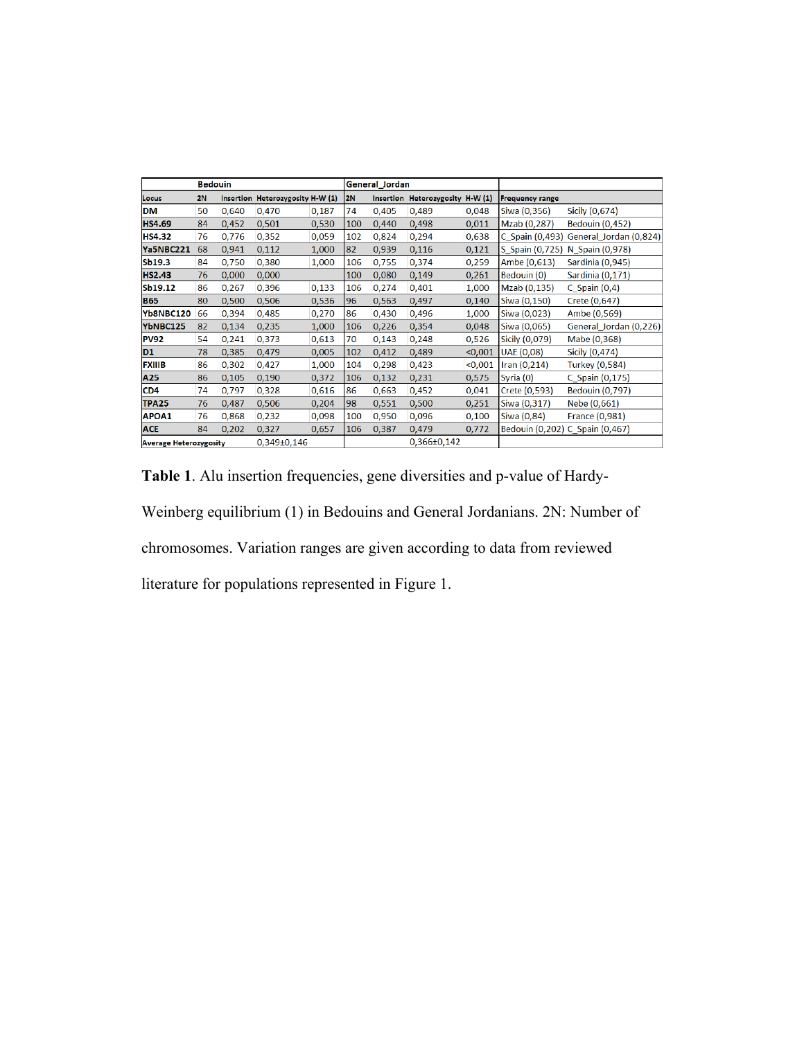|  | Bedouin |  |  |  | General_Jordan |  |  |  |  |  |
|---|---|---|---|---|---|---|---|---|---|---|
| **Locus** | **2N** | **Insertion** | **Heterozygosity** | **H-W (1)** | **2N** | **Insertion** | **Heterozygosity** | **H-W (1)** | **Frequency range** |  |
| **DM** | 50 | 0,640 | 0,470 | 0,187 | 74 | 0,405 | 0,489 | 0,048 | Siwa (0,356) | Sicily (0,674) |
| **HS4.69** | 84 | 0,452 | 0,501 | 0,530 | 100 | 0,440 | 0,498 | 0,011 | Mzab (0,287) | Bedouin (0,452) |
| **HS4.32** | 76 | 0,776 | 0,352 | 0,059 | 102 | 0,824 | 0,294 | 0,638 | C_Spain (0,493) | General_Jordan (0,824) |
| **Ya5NBC221** | 68 | 0,941 | 0,112 | 1,000 | 82 | 0,939 | 0,116 | 0,121 | S_Spain (0,725) | N_Spain (0,978) |
| **Sb19.3** | 84 | 0,750 | 0,380 | 1,000 | 106 | 0,755 | 0,374 | 0,259 | Ambe (0,613) | Sardinia (0,945) |
| **HS2.43** | 76 | 0,000 | 0,000 |  | 100 | 0,080 | 0,149 | 0,261 | Bedouin (0) | Sardinia (0,171) |
| **Sb19.12** | 86 | 0,267 | 0,396 | 0,133 | 106 | 0,274 | 0,401 | 1,000 | Mzab (0,135) | C_Spain (0,4) |
| **B65** | 80 | 0,500 | 0,506 | 0,536 | 96 | 0,563 | 0,497 | 0,140 | Siwa (0,150) | Crete (0,647) |
| **Yb8NBC120** | 66 | 0,394 | 0,485 | 0,270 | 86 | 0,430 | 0,496 | 1,000 | Siwa (0,023) | Ambe (0,569) |
| **YbNBC125** | 82 | 0,134 | 0,235 | 1,000 | 106 | 0,226 | 0,354 | 0,048 | Siwa (0,065) | General_Jordan (0,226) |
| **PV92** | 54 | 0,241 | 0,373 | 0,613 | 70 | 0,143 | 0,248 | 0,526 | Sicily (0,079) | Mabe (0,368) |
| **D1** | 78 | 0,385 | 0,479 | 0,005 | 102 | 0,412 | 0,489 | <0,001 | UAE (0,08) | Sicily (0,474) |
| **FXIIIB** | 86 | 0,302 | 0,427 | 1,000 | 104 | 0,298 | 0,423 | <0,001 | Iran (0,214) | Turkey (0,584) |
| **A25** | 86 | 0,105 | 0,190 | 0,372 | 106 | 0,132 | 0,231 | 0,575 | Syria (0) | C_Spain (0,175) |
| **CD4** | 74 | 0,797 | 0,328 | 0,616 | 86 | 0,663 | 0,452 | 0,041 | Crete (0,593) | Bedouin (0,797) |
| **TPA25** | 76 | 0,487 | 0,506 | 0,204 | 98 | 0,551 | 0,500 | 0,251 | Siwa (0,317) | Nebe (0,661) |
| **APOA1** | 76 | 0,868 | 0,232 | 0,098 | 100 | 0,950 | 0,096 | 0,100 | Siwa (0,84) | France (0,981) |
| **ACE** | 84 | 0,202 | 0,327 | 0,657 | 106 | 0,387 | 0,479 | 0,772 | Bedouin (0,202) | C_Spain (0,467) |
| **Average Heterozygosity** |  |  | 0,349±0,146 |  |  |  | 0,366±0,142 |  |  |  |

**Table 1**. Alu insertion frequencies, gene diversities and p-value of Hardy-Weinberg equilibrium (1) in Bedouins and General Jordanians. 2N: Number of chromosomes. Variation ranges are given according to data from reviewed literature for populations represented in Figure 1.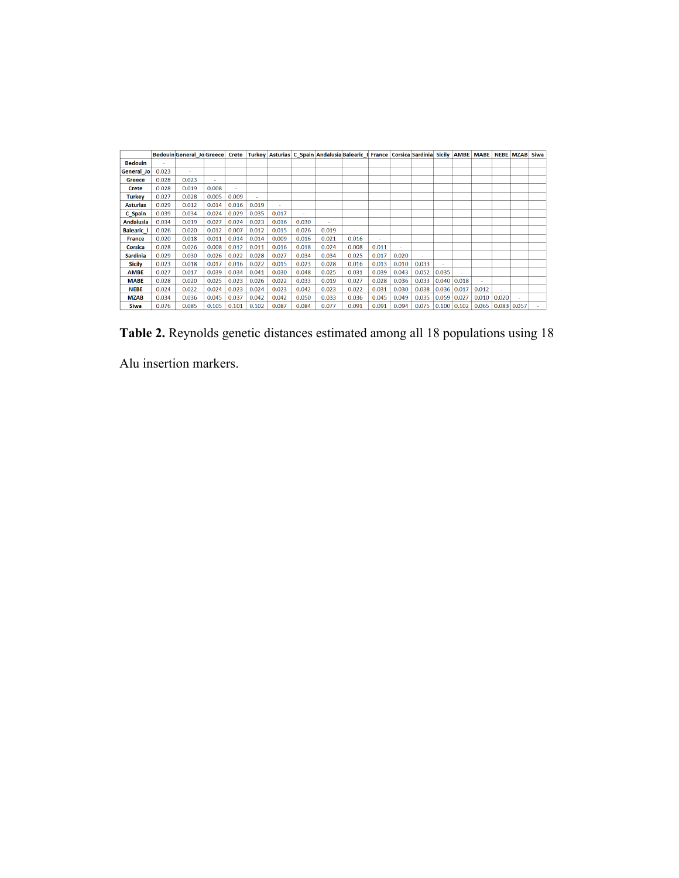| | Bedouin | General_Jo | Greece | Crete | Turkey | Asturias | C_Spain | Andalusia | Balearic_I | France | Corsica | Sardinia | Sicily | AMBE | MABE | NEBE | MZAB | Siwa |
|---|---|---|---|---|---|---|---|---|---|---|---|---|---|---|---|---|---|---|
| **Bedouin** | - | | | | | | | | | | | | | | | | | |
| **General_Jo** | 0.023 | - | | | | | | | | | | | | | | | | |
| **Greece** | 0.028 | 0.023 | - | | | | | | | | | | | | | | | |
| **Crete** | 0.028 | 0.019 | 0.008 | - | | | | | | | | | | | | | | |
| **Turkey** | 0.027 | 0.028 | 0.005 | 0.009 | - | | | | | | | | | | | | | |
| **Asturias** | 0.029 | 0.012 | 0.014 | 0.016 | 0.019 | - | | | | | | | | | | | | |
| **C_Spain** | 0.039 | 0.034 | 0.024 | 0.029 | 0.035 | 0.017 | - | | | | | | | | | | | |
| **Andalusia** | 0.034 | 0.019 | 0.027 | 0.024 | 0.023 | 0.016 | 0.030 | - | | | | | | | | | | |
| **Balearic_I** | 0.026 | 0.020 | 0.012 | 0.007 | 0.012 | 0.015 | 0.026 | 0.019 | - | | | | | | | | | |
| **France** | 0.020 | 0.018 | 0.011 | 0.014 | 0.014 | 0.009 | 0.016 | 0.021 | 0.016 | - | | | | | | | | |
| **Corsica** | 0.028 | 0.026 | 0.008 | 0.012 | 0.011 | 0.016 | 0.018 | 0.024 | 0.008 | 0.011 | - | | | | | | | |
| **Sardinia** | 0.029 | 0.030 | 0.026 | 0.022 | 0.028 | 0.027 | 0.034 | 0.034 | 0.025 | 0.017 | 0.020 | - | | | | | | |
| **Sicily** | 0.023 | 0.018 | 0.017 | 0.016 | 0.022 | 0.015 | 0.023 | 0.028 | 0.016 | 0.013 | 0.010 | 0.033 | - | | | | | |
| **AMBE** | 0.027 | 0.017 | 0.039 | 0.034 | 0.041 | 0.030 | 0.048 | 0.025 | 0.031 | 0.039 | 0.043 | 0.052 | 0.035 | - | | | | |
| **MABE** | 0.028 | 0.020 | 0.025 | 0.023 | 0.026 | 0.022 | 0.033 | 0.019 | 0.027 | 0.028 | 0.036 | 0.033 | 0.040 | 0.018 | - | | | |
| **NEBE** | 0.024 | 0.022 | 0.024 | 0.023 | 0.024 | 0.023 | 0.042 | 0.023 | 0.022 | 0.031 | 0.030 | 0.038 | 0.036 | 0.017 | 0.012 | - | | |
| **MZAB** | 0.034 | 0.036 | 0.045 | 0.037 | 0.042 | 0.042 | 0.050 | 0.033 | 0.036 | 0.045 | 0.049 | 0.035 | 0.059 | 0.027 | 0.010 | 0.020 | - | |
| **Siwa** | 0.076 | 0.085 | 0.105 | 0.101 | 0.102 | 0.087 | 0.084 | 0.077 | 0.091 | 0.091 | 0.094 | 0.075 | 0.100 | 0.102 | 0.065 | 0.083 | 0.057 | - |

**Table 2.** Reynolds genetic distances estimated among all 18 populations using 18 Alu insertion markers.